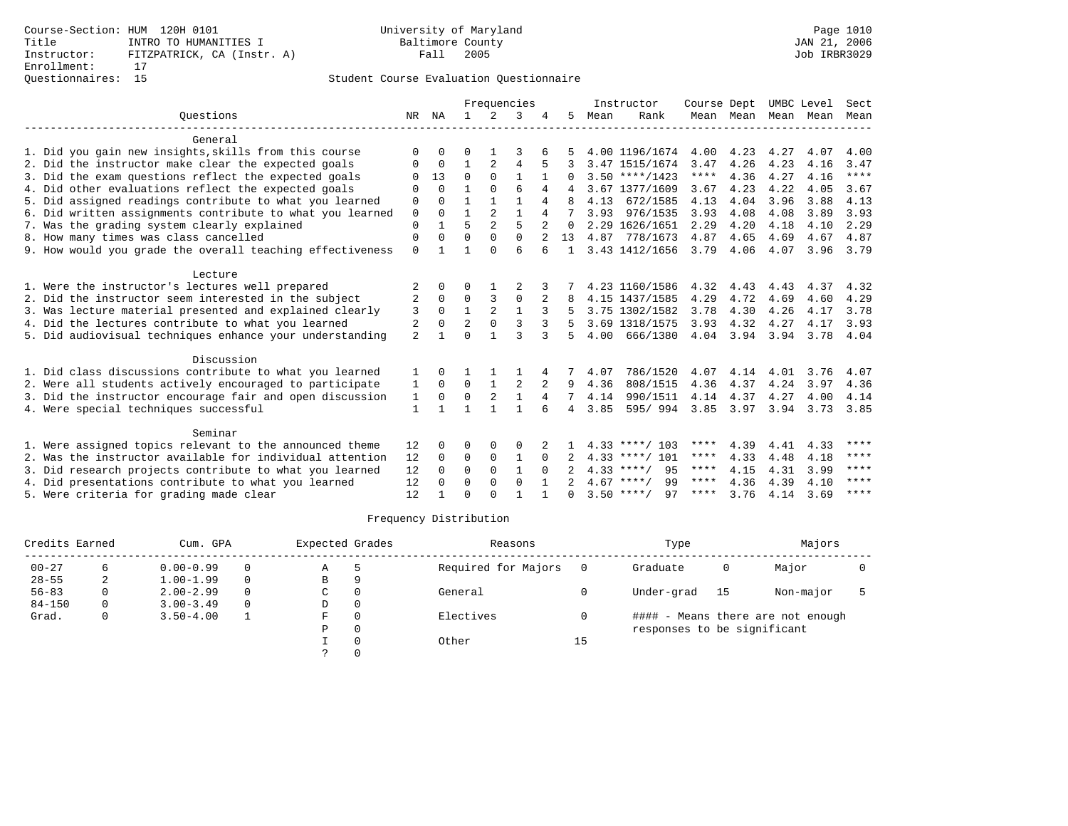Course-Section: HUM 120H 0101
Title: INTRO TO HUMANITIES I
Instructor: FITZPATRICK, CA (Instr. A)
Enrollment: 17
Questionnaires: 15

University of Maryland
Baltimore County
Fall 2005

JAN 21, 2006
Job IRBR3029

## Student Course Evaluation Questionnaire

| Questions | NR | NA | 1 | 2 | 3 | 4 | 5 | Instructor Mean | Instructor Rank | Course Mean | Dept Mean | UMBC Mean | Level Mean | Sect Mean |
|---|---|---|---|---|---|---|---|---|---|---|---|---|---|---|
| **General** | | | | | | | | | | | | | | |
| 1. Did you gain new insights,skills from this course | 0 | 0 | 0 | 1 | 3 | 6 | 5 | 4.00 | 1196/1674 | 4.00 | 4.23 | 4.27 | 4.07 | 4.00 |
| 2. Did the instructor make clear the expected goals | 0 | 0 | 1 | 2 | 4 | 5 | 3 | 3.47 | 1515/1674 | 3.47 | 4.26 | 4.23 | 4.16 | 3.47 |
| 3. Did the exam questions reflect the expected goals | 0 | 13 | 0 | 0 | 1 | 1 | 0 | 3.50 | ****/1423 | **** | 4.36 | 4.27 | 4.16 | **** |
| 4. Did other evaluations reflect the expected goals | 0 | 0 | 1 | 0 | 6 | 4 | 4 | 3.67 | 1377/1609 | 3.67 | 4.23 | 4.22 | 4.05 | 3.67 |
| 5. Did assigned readings contribute to what you learned | 0 | 0 | 1 | 1 | 1 | 4 | 8 | 4.13 | 672/1585 | 4.13 | 4.04 | 3.96 | 3.88 | 4.13 |
| 6. Did written assignments contribute to what you learned | 0 | 0 | 1 | 2 | 1 | 4 | 7 | 3.93 | 976/1535 | 3.93 | 4.08 | 4.08 | 3.89 | 3.93 |
| 7. Was the grading system clearly explained | 0 | 1 | 5 | 2 | 5 | 2 | 0 | 2.29 | 1626/1651 | 2.29 | 4.20 | 4.18 | 4.10 | 2.29 |
| 8. How many times was class cancelled | 0 | 0 | 0 | 0 | 0 | 2 | 13 | 4.87 | 778/1673 | 4.87 | 4.65 | 4.69 | 4.67 | 4.87 |
| 9. How would you grade the overall teaching effectiveness | 0 | 1 | 1 | 0 | 6 | 6 | 1 | 3.43 | 1412/1656 | 3.79 | 4.06 | 4.07 | 3.96 | 3.79 |
| **Lecture** | | | | | | | | | | | | | | |
| 1. Were the instructor's lectures well prepared | 2 | 0 | 0 | 1 | 2 | 3 | 7 | 4.23 | 1160/1586 | 4.32 | 4.43 | 4.43 | 4.37 | 4.32 |
| 2. Did the instructor seem interested in the subject | 2 | 0 | 0 | 3 | 0 | 2 | 8 | 4.15 | 1437/1585 | 4.29 | 4.72 | 4.69 | 4.60 | 4.29 |
| 3. Was lecture material presented and explained clearly | 3 | 0 | 1 | 2 | 1 | 3 | 5 | 3.75 | 1302/1582 | 3.78 | 4.30 | 4.26 | 4.17 | 3.78 |
| 4. Did the lectures contribute to what you learned | 2 | 0 | 2 | 0 | 3 | 3 | 5 | 3.69 | 1318/1575 | 3.93 | 4.32 | 4.27 | 4.17 | 3.93 |
| 5. Did audiovisual techniques enhance your understanding | 2 | 1 | 0 | 1 | 3 | 3 | 5 | 4.00 | 666/1380 | 4.04 | 3.94 | 3.94 | 3.78 | 4.04 |
| **Discussion** | | | | | | | | | | | | | | |
| 1. Did class discussions contribute to what you learned | 1 | 0 | 1 | 1 | 1 | 4 | 7 | 4.07 | 786/1520 | 4.07 | 4.14 | 4.01 | 3.76 | 4.07 |
| 2. Were all students actively encouraged to participate | 1 | 0 | 0 | 1 | 2 | 2 | 9 | 4.36 | 808/1515 | 4.36 | 4.37 | 4.24 | 3.97 | 4.36 |
| 3. Did the instructor encourage fair and open discussion | 1 | 0 | 0 | 2 | 1 | 4 | 7 | 4.14 | 990/1511 | 4.14 | 4.37 | 4.27 | 4.00 | 4.14 |
| 4. Were special techniques successful | 1 | 1 | 1 | 1 | 1 | 6 | 4 | 3.85 | 595/ 994 | 3.85 | 3.97 | 3.94 | 3.73 | 3.85 |
| **Seminar** | | | | | | | | | | | | | | |
| 1. Were assigned topics relevant to the announced theme | 12 | 0 | 0 | 0 | 0 | 2 | 1 | 4.33 | ****/ 103 | **** | 4.39 | 4.41 | 4.33 | **** |
| 2. Was the instructor available for individual attention | 12 | 0 | 0 | 0 | 1 | 0 | 2 | 4.33 | ****/ 101 | **** | 4.33 | 4.48 | 4.18 | **** |
| 3. Did research projects contribute to what you learned | 12 | 0 | 0 | 0 | 1 | 0 | 2 | 4.33 | ****/ 95 | **** | 4.15 | 4.31 | 3.99 | **** |
| 4. Did presentations contribute to what you learned | 12 | 0 | 0 | 0 | 0 | 1 | 2 | 4.67 | ****/ 99 | **** | 4.36 | 4.39 | 4.10 | **** |
| 5. Were criteria for grading made clear | 12 | 1 | 0 | 0 | 1 | 1 | 0 | 3.50 | ****/ 97 | **** | 3.76 | 4.14 | 3.69 | **** |

## Frequency Distribution

| Credits Earned | | Cum. GPA | | Expected Grades | | Reasons | | Type | | Majors | |
|---|---|---|---|---|---|---|---|---|---|---|---|
| 00-27 | 6 | 0.00-0.99 | 0 | A | 5 | Required for Majors | 0 | Graduate | 0 | Major | 0 |
| 28-55 | 2 | 1.00-1.99 | 0 | B | 9 | | | | | | |
| 56-83 | 0 | 2.00-2.99 | 0 | C | 0 | General | 0 | Under-grad | 15 | Non-major | 5 |
| 84-150 | 0 | 3.00-3.49 | 0 | D | 0 | | | | | | |
| Grad. | 0 | 3.50-4.00 | 1 | F | 0 | Electives | 0 | | | | |
| | | | | P | 0 | | | | | | |
| | | | | I | 0 | Other | 15 | | | | |
| | | | | ? | 0 | | | | | | |

#### - Means there are not enough responses to be significant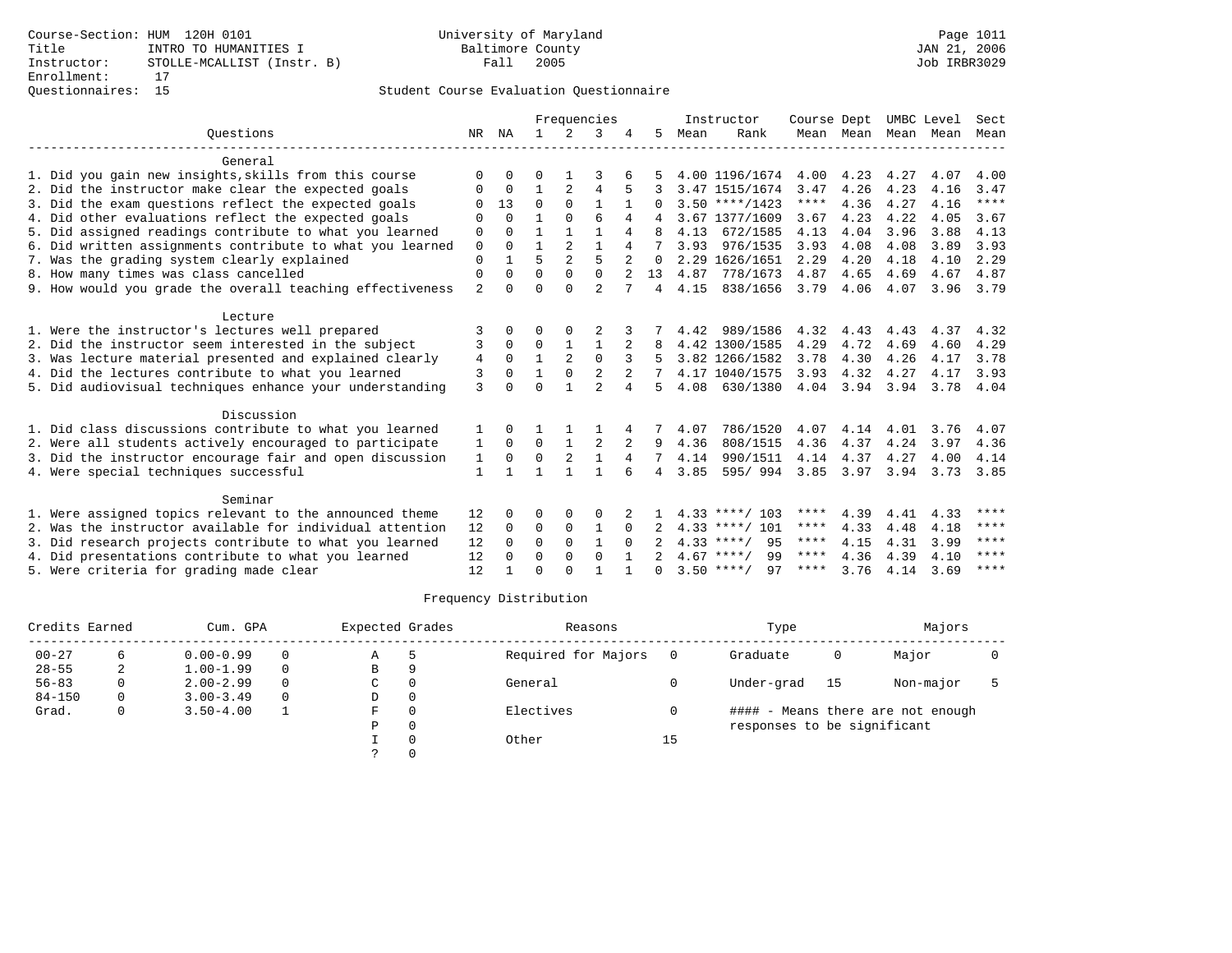Course-Section: HUM 120H 0101
Title: INTRO TO HUMANITIES I
Instructor: STOLLE-MCALLIST (Instr. B)
Enrollment: 17
Questionnaires: 15

University of Maryland
Baltimore County
Fall 2005

JAN 21, 2006
Job IRBR3029

Student Course Evaluation Questionnaire

| Questions | NR | NA | 1 | 2 | 3 | 4 | 5 | Instructor Mean | Instructor Rank | Course Mean | Dept Mean | UMBC Mean | Level Mean | Sect Mean |
|---|---|---|---|---|---|---|---|---|---|---|---|---|---|---|
| **General** | | | | | | | | | | | | | | |
| 1. Did you gain new insights,skills from this course | 0 | 0 | 0 | 1 | 3 | 6 | 5 | 4.00 | 1196/1674 | 4.00 | 4.23 | 4.27 | 4.07 | 4.00 |
| 2. Did the instructor make clear the expected goals | 0 | 0 | 1 | 2 | 4 | 5 | 3 | 3.47 | 1515/1674 | 3.47 | 4.26 | 4.23 | 4.16 | 3.47 |
| 3. Did the exam questions reflect the expected goals | 0 | 13 | 0 | 0 | 1 | 1 | 0 | 3.50 | ****/1423 | **** | 4.36 | 4.27 | 4.16 | **** |
| 4. Did other evaluations reflect the expected goals | 0 | 0 | 1 | 0 | 6 | 4 | 4 | 3.67 | 1377/1609 | 3.67 | 4.23 | 4.22 | 4.05 | 3.67 |
| 5. Did assigned readings contribute to what you learned | 0 | 0 | 1 | 1 | 1 | 4 | 8 | 4.13 | 672/1585 | 4.13 | 4.04 | 3.96 | 3.88 | 4.13 |
| 6. Did written assignments contribute to what you learned | 0 | 0 | 1 | 2 | 1 | 4 | 7 | 3.93 | 976/1535 | 3.93 | 4.08 | 4.08 | 3.89 | 3.93 |
| 7. Was the grading system clearly explained | 0 | 1 | 5 | 2 | 5 | 2 | 0 | 2.29 | 1626/1651 | 2.29 | 4.20 | 4.18 | 4.10 | 2.29 |
| 8. How many times was class cancelled | 0 | 0 | 0 | 0 | 0 | 2 | 13 | 4.87 | 778/1673 | 4.87 | 4.65 | 4.69 | 4.67 | 4.87 |
| 9. How would you grade the overall teaching effectiveness | 2 | 0 | 0 | 0 | 2 | 7 | 4 | 4.15 | 838/1656 | 3.79 | 4.06 | 4.07 | 3.96 | 3.79 |
| **Lecture** | | | | | | | | | | | | | | |
| 1. Were the instructor's lectures well prepared | 3 | 0 | 0 | 0 | 2 | 3 | 7 | 4.42 | 989/1586 | 4.32 | 4.43 | 4.43 | 4.37 | 4.32 |
| 2. Did the instructor seem interested in the subject | 3 | 0 | 0 | 1 | 1 | 2 | 8 | 4.42 | 1300/1585 | 4.29 | 4.72 | 4.69 | 4.60 | 4.29 |
| 3. Was lecture material presented and explained clearly | 4 | 0 | 1 | 2 | 0 | 3 | 5 | 3.82 | 1266/1582 | 3.78 | 4.30 | 4.26 | 4.17 | 3.78 |
| 4. Did the lectures contribute to what you learned | 3 | 0 | 1 | 0 | 2 | 2 | 7 | 4.17 | 1040/1575 | 3.93 | 4.32 | 4.27 | 4.17 | 3.93 |
| 5. Did audiovisual techniques enhance your understanding | 3 | 0 | 0 | 1 | 2 | 4 | 5 | 4.08 | 630/1380 | 4.04 | 3.94 | 3.94 | 3.78 | 4.04 |
| **Discussion** | | | | | | | | | | | | | | |
| 1. Did class discussions contribute to what you learned | 1 | 0 | 1 | 1 | 1 | 4 | 7 | 4.07 | 786/1520 | 4.07 | 4.14 | 4.01 | 3.76 | 4.07 |
| 2. Were all students actively encouraged to participate | 1 | 0 | 0 | 1 | 2 | 2 | 9 | 4.36 | 808/1515 | 4.36 | 4.37 | 4.24 | 3.97 | 4.36 |
| 3. Did the instructor encourage fair and open discussion | 1 | 0 | 0 | 2 | 1 | 4 | 7 | 4.14 | 990/1511 | 4.14 | 4.37 | 4.27 | 4.00 | 4.14 |
| 4. Were special techniques successful | 1 | 1 | 1 | 1 | 1 | 6 | 4 | 3.85 | 595/ 994 | 3.85 | 3.97 | 3.94 | 3.73 | 3.85 |
| **Seminar** | | | | | | | | | | | | | | |
| 1. Were assigned topics relevant to the announced theme | 12 | 0 | 0 | 0 | 0 | 2 | 1 | 4.33 | ****/ 103 | **** | 4.39 | 4.41 | 4.33 | **** |
| 2. Was the instructor available for individual attention | 12 | 0 | 0 | 0 | 1 | 0 | 2 | 4.33 | ****/ 101 | **** | 4.33 | 4.48 | 4.18 | **** |
| 3. Did research projects contribute to what you learned | 12 | 0 | 0 | 0 | 1 | 0 | 2 | 4.33 | ****/ 95 | **** | 4.15 | 4.31 | 3.99 | **** |
| 4. Did presentations contribute to what you learned | 12 | 0 | 0 | 0 | 0 | 1 | 2 | 4.67 | ****/ 99 | **** | 4.36 | 4.39 | 4.10 | **** |
| 5. Were criteria for grading made clear | 12 | 1 | 0 | 0 | 1 | 1 | 0 | 3.50 | ****/ 97 | **** | 3.76 | 4.14 | 3.69 | **** |

Frequency Distribution

| Credits Earned | | Cum. GPA | | Expected Grades | | Reasons | | Type | | Majors | |
|---|---|---|---|---|---|---|---|---|---|---|---|
| 00-27 | 6 | 0.00-0.99 | 0 | A | 5 | Required for Majors | 0 | Graduate | 0 | Major | 0 |
| 28-55 | 2 | 1.00-1.99 | 0 | B | 9 | | | | | | |
| 56-83 | 0 | 2.00-2.99 | 0 | C | 0 | General | 0 | Under-grad | 15 | Non-major | 5 |
| 84-150 | 0 | 3.00-3.49 | 0 | D | 0 | | | | | | |
| Grad. | 0 | 3.50-4.00 | 1 | F | 0 | Electives | 0 | #### - Means there are not enough responses to be significant | | | |
| | | | | P | 0 | | | | | | |
| | | | | I | 0 | Other | 15 | | | | |
| | | | | ? | 0 | | | | | | |